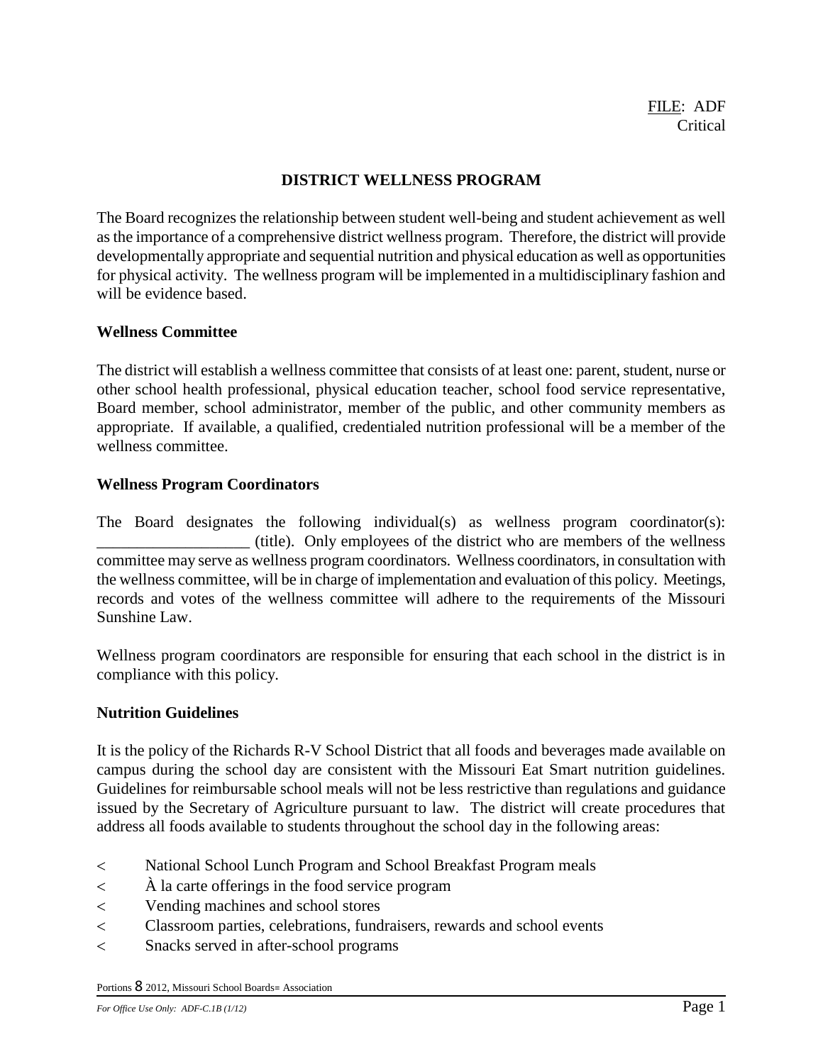FILE: ADF
Critical

# DISTRICT WELLNESS PROGRAM

The Board recognizes the relationship between student well-being and student achievement as well as the importance of a comprehensive district wellness program. Therefore, the district will provide developmentally appropriate and sequential nutrition and physical education as well as opportunities for physical activity. The wellness program will be implemented in a multidisciplinary fashion and will be evidence based.

## Wellness Committee

The district will establish a wellness committee that consists of at least one: parent, student, nurse or other school health professional, physical education teacher, school food service representative, Board member, school administrator, member of the public, and other community members as appropriate. If available, a qualified, credentialed nutrition professional will be a member of the wellness committee.

## Wellness Program Coordinators

The Board designates the following individual(s) as wellness program coordinator(s): ___________________ (title). Only employees of the district who are members of the wellness committee may serve as wellness program coordinators. Wellness coordinators, in consultation with the wellness committee, will be in charge of implementation and evaluation of this policy. Meetings, records and votes of the wellness committee will adhere to the requirements of the Missouri Sunshine Law.

Wellness program coordinators are responsible for ensuring that each school in the district is in compliance with this policy.

## Nutrition Guidelines

It is the policy of the Richards R-V School District that all foods and beverages made available on campus during the school day are consistent with the Missouri Eat Smart nutrition guidelines. Guidelines for reimbursable school meals will not be less restrictive than regulations and guidance issued by the Secretary of Agriculture pursuant to law. The district will create procedures that address all foods available to students throughout the school day in the following areas:

- National School Lunch Program and School Breakfast Program meals
- À la carte offerings in the food service program
- Vending machines and school stores
- Classroom parties, celebrations, fundraisers, rewards and school events
- Snacks served in after-school programs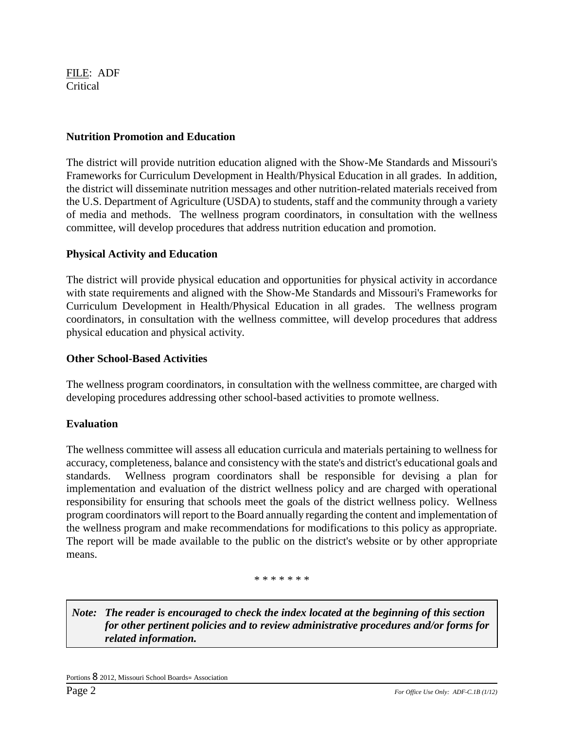FILE: ADF
Critical

**Nutrition Promotion and Education**

The district will provide nutrition education aligned with the Show-Me Standards and Missouri's Frameworks for Curriculum Development in Health/Physical Education in all grades. In addition, the district will disseminate nutrition messages and other nutrition-related materials received from the U.S. Department of Agriculture (USDA) to students, staff and the community through a variety of media and methods. The wellness program coordinators, in consultation with the wellness committee, will develop procedures that address nutrition education and promotion.

**Physical Activity and Education**

The district will provide physical education and opportunities for physical activity in accordance with state requirements and aligned with the Show-Me Standards and Missouri's Frameworks for Curriculum Development in Health/Physical Education in all grades. The wellness program coordinators, in consultation with the wellness committee, will develop procedures that address physical education and physical activity.

**Other School-Based Activities**

The wellness program coordinators, in consultation with the wellness committee, are charged with developing procedures addressing other school-based activities to promote wellness.

**Evaluation**

The wellness committee will assess all education curricula and materials pertaining to wellness for accuracy, completeness, balance and consistency with the state's and district's educational goals and standards. Wellness program coordinators shall be responsible for devising a plan for implementation and evaluation of the district wellness policy and are charged with operational responsibility for ensuring that schools meet the goals of the district wellness policy. Wellness program coordinators will report to the Board annually regarding the content and implementation of the wellness program and make recommendations for modifications to this policy as appropriate. The report will be made available to the public on the district's website or by other appropriate means.

\* \* \* \* \* \* \*

***Note: The reader is encouraged to check the index located at the beginning of this section for other pertinent policies and to review administrative procedures and/or forms for related information.***

Portions 8 2012, Missouri School Boards= Association

*For Office Use Only: ADF-C.1B (1/12)*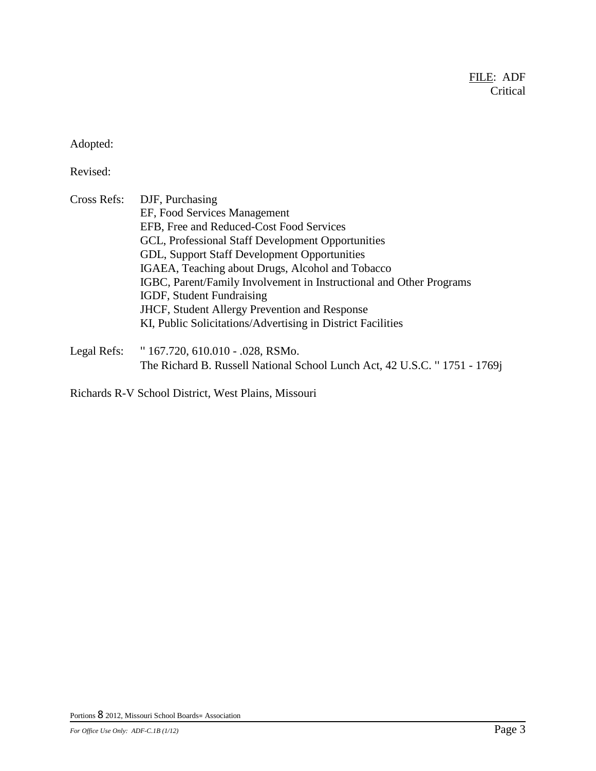FILE: ADF
Critical

Adopted:

Revised:

Cross Refs: DJF, Purchasing
EF, Food Services Management
EFB, Free and Reduced-Cost Food Services
GCL, Professional Staff Development Opportunities
GDL, Support Staff Development Opportunities
IGAEA, Teaching about Drugs, Alcohol and Tobacco
IGBC, Parent/Family Involvement in Instructional and Other Programs
IGDF, Student Fundraising
JHCF, Student Allergy Prevention and Response
KI, Public Solicitations/Advertising in District Facilities

Legal Refs: " 167.720, 610.010 - .028, RSMo.
The Richard B. Russell National School Lunch Act, 42 U.S.C. " 1751 - 1769j

Richards R-V School District, West Plains, Missouri

Portions 8 2012, Missouri School Boards= Association

*For Office Use Only: ADF-C.1B (1/12)*